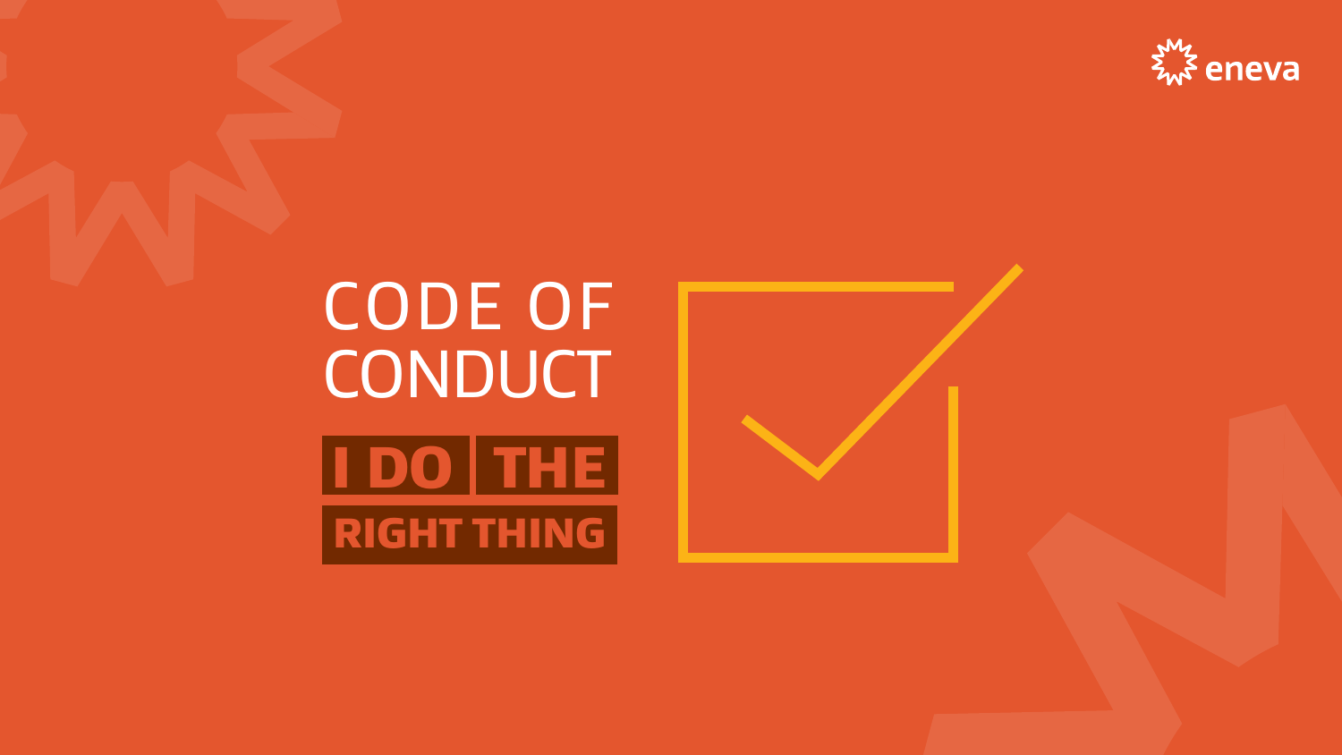eneva

# CODE OF CONDUCT

**I DO THE RIGHT THING**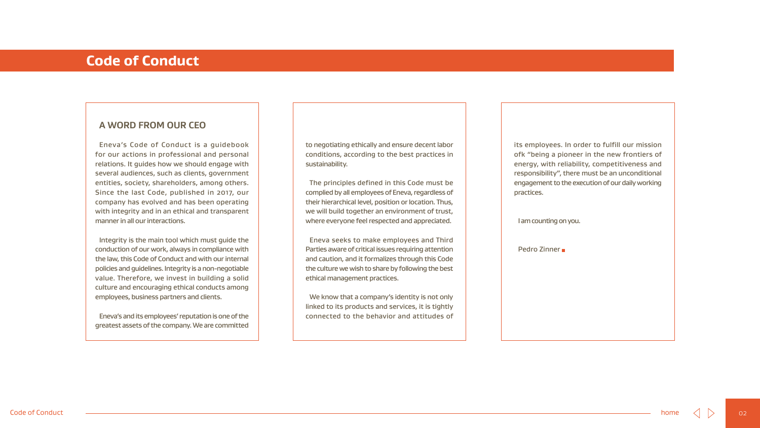# Code of Conduct

## A WORD FROM OUR CEO

Eneva's Code of Conduct is a guidebook for our actions in professional and personal relations. It guides how we should engage with several audiences, such as clients, government entities, society, shareholders, among others. Since the last Code, published in 2017, our company has evolved and has been operating with integrity and in an ethical and transparent manner in all our interactions.

Integrity is the main tool which must guide the conduction of our work, always in compliance with the law, this Code of Conduct and with our internal policies and guidelines. Integrity is a non-negotiable value. Therefore, we invest in building a solid culture and encouraging ethical conducts among employees, business partners and clients.

Eneva's and its employees' reputation is one of the greatest assets of the company. We are committed to negotiating ethically and ensure decent labor conditions, according to the best practices in sustainability.

The principles defined in this Code must be complied by all employees of Eneva, regardless of their hierarchical level, position or location. Thus, we will build together an environment of trust, where everyone feel respected and appreciated.

Eneva seeks to make employees and Third Parties aware of critical issues requiring attention and caution, and it formalizes through this Code the culture we wish to share by following the best ethical management practices.

We know that a company's identity is not only linked to its products and services, it is tightly connected to the behavior and attitudes of its employees. In order to fulfill our mission ofk "being a pioneer in the new frontiers of energy, with reliability, competitiveness and responsibility", there must be an unconditional engagement to the execution of our daily working practices.

I am counting on you.

Pedro Zinner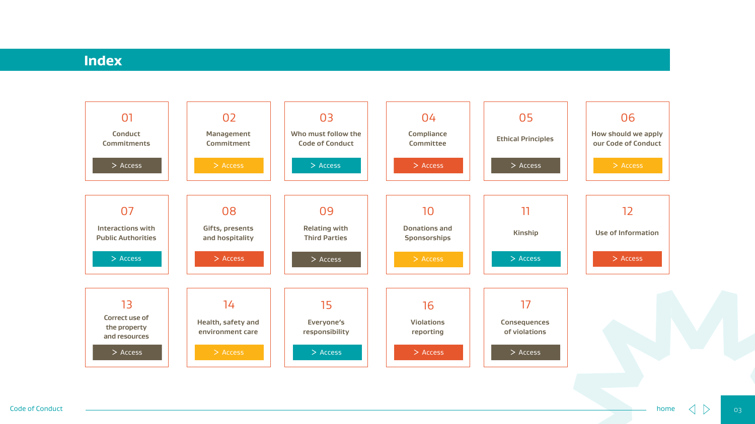# Index

- 01 Conduct Commitments — > Access
- 02 Management Commitment — > Access
- 03 Who must follow the Code of Conduct — > Access
- 04 Compliance Committee — > Access
- 05 Ethical Principles — > Access
- 06 How should we apply our Code of Conduct — > Access
- 07 Interactions with Public Authorities — > Access
- 08 Gifts, presents and hospitality — > Access
- 09 Relating with Third Parties — > Access
- 10 Donations and Sponsorships — > Access
- 11 Kinship — > Access
- 12 Use of Information — > Access
- 13 Correct use of the property and resources — > Access
- 14 Health, safety and environment care — > Access
- 15 Everyone's responsibility — > Access
- 16 Violations reporting — > Access
- 17 Consequences of violations — > Access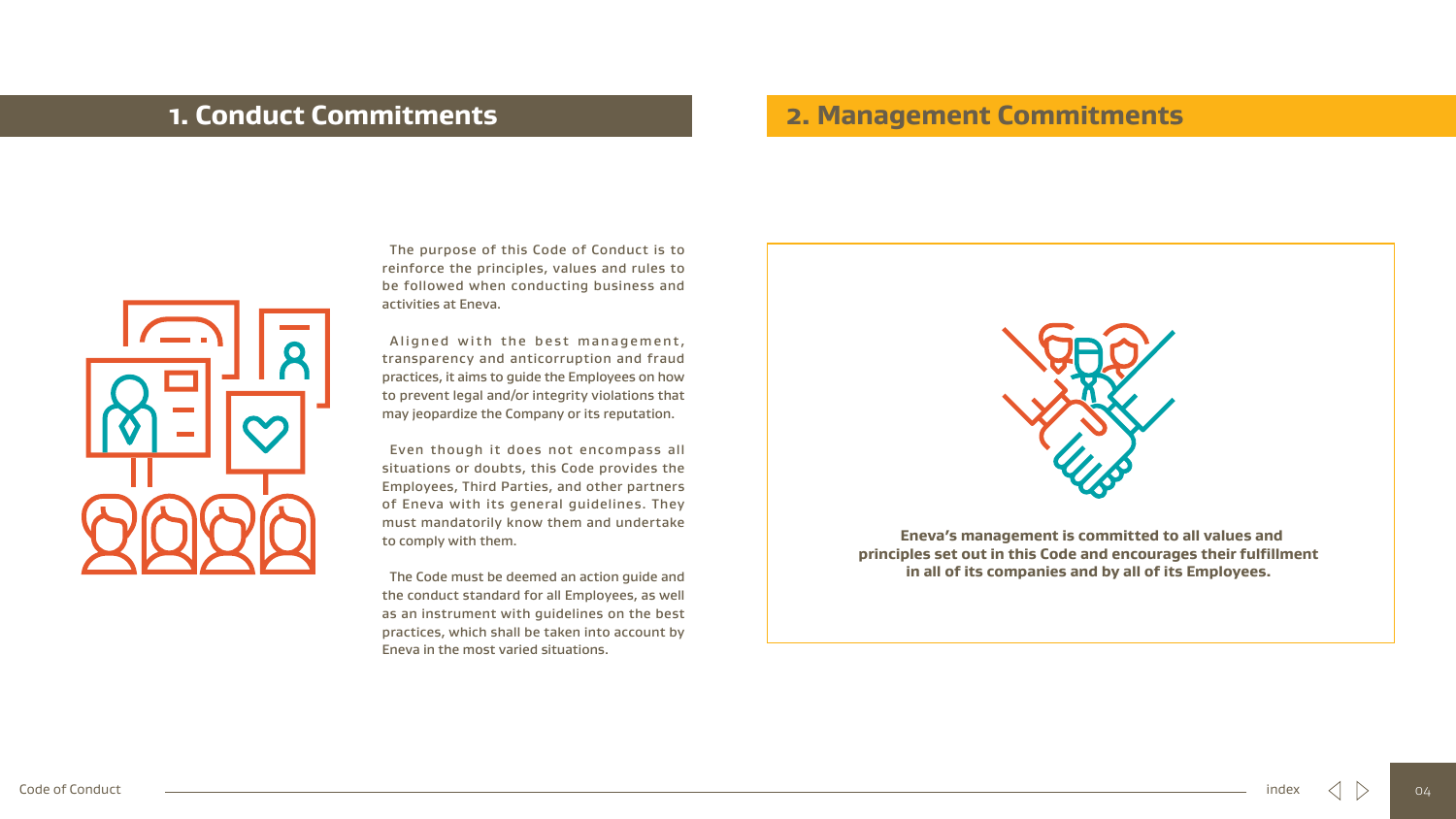## 1. Conduct Commitments

The purpose of this Code of Conduct is to reinforce the principles, values and rules to be followed when conducting business and activities at Eneva.

Aligned with the best management, transparency and anticorruption and fraud practices, it aims to guide the Employees on how to prevent legal and/or integrity violations that may jeopardize the Company or its reputation.

Even though it does not encompass all situations or doubts, this Code provides the Employees, Third Parties, and other partners of Eneva with its general guidelines. They must mandatorily know them and undertake to comply with them.

The Code must be deemed an action guide and the conduct standard for all Employees, as well as an instrument with guidelines on the best practices, which shall be taken into account by Eneva in the most varied situations.

## 2. Management Commitments

**Eneva's management is committed to all values and principles set out in this Code and encourages their fulfillment in all of its companies and by all of its Employees.**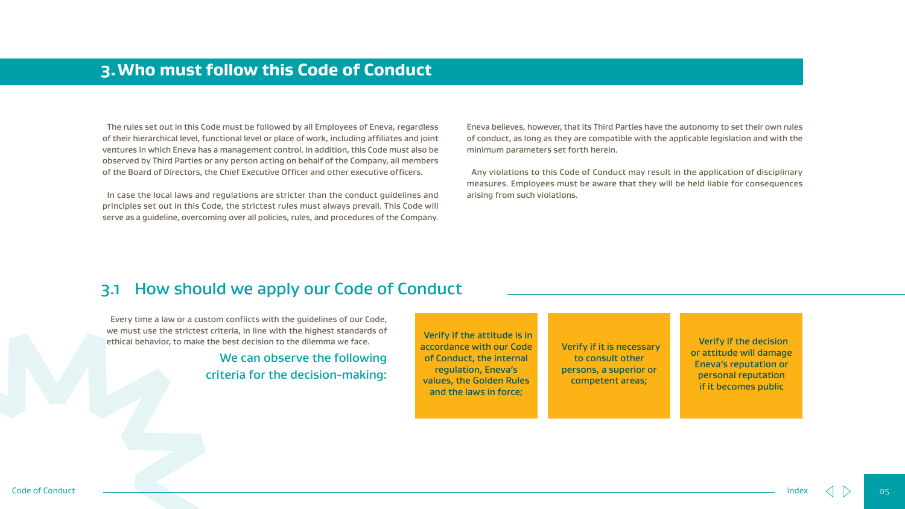# 3. Who must follow this Code of Conduct

The rules set out in this Code must be followed by all Employees of Eneva, regardless of their hierarchical level, functional level or place of work, including affiliates and joint ventures in which Eneva has a management control. In addition, this Code must also be observed by Third Parties or any person acting on behalf of the Company, all members of the Board of Directors, the Chief Executive Officer and other executive officers.

In case the local laws and regulations are stricter than the conduct guidelines and principles set out in this Code, the strictest rules must always prevail. This Code will serve as a guideline, overcoming over all policies, rules, and procedures of the Company.

Eneva believes, however, that its Third Parties have the autonomy to set their own rules of conduct, as long as they are compatible with the applicable legislation and with the minimum parameters set forth herein.

Any violations to this Code of Conduct may result in the application of disciplinary measures. Employees must be aware that they will be held liable for consequences arising from such violations.

## 3.1 How should we apply our Code of Conduct

Every time a law or a custom conflicts with the guidelines of our Code, we must use the strictest criteria, in line with the highest standards of ethical behavior, to make the best decision to the dilemma we face.

We can observe the following criteria for the decision-making:

- Verify if the attitude is in accordance with our Code of Conduct, the internal regulation, Eneva's values, the Golden Rules and the laws in force;
- Verify if it is necessary to consult other persons, a superior or competent areas;
- Verify if the decision or attitude will damage Eneva's reputation or personal reputation if it becomes public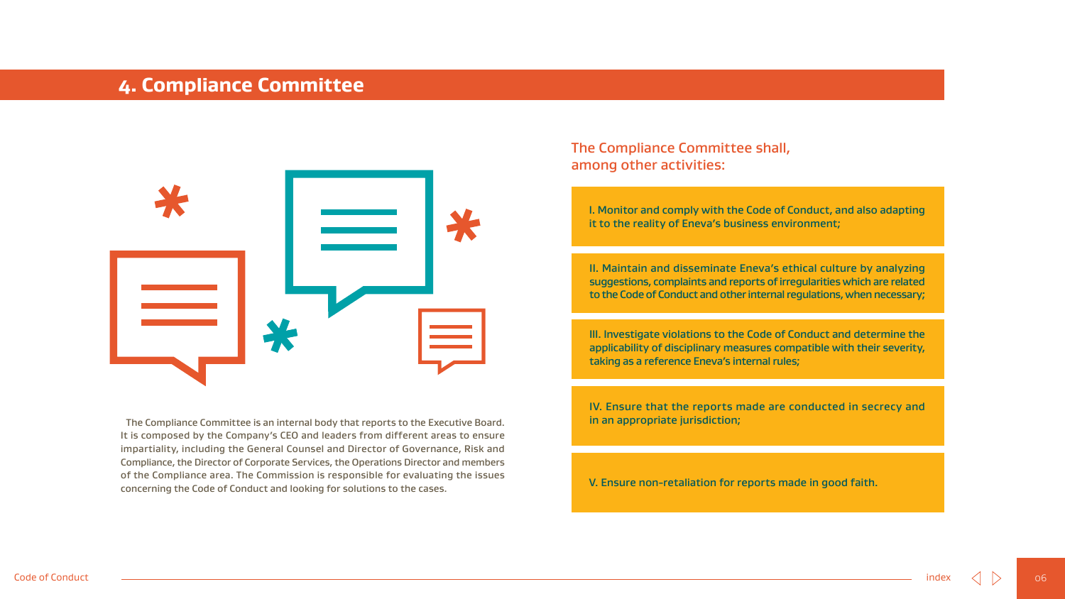## 4. Compliance Committee

The Compliance Committee is an internal body that reports to the Executive Board. It is composed by the Company's CEO and leaders from different areas to ensure impartiality, including the General Counsel and Director of Governance, Risk and Compliance, the Director of Corporate Services, the Operations Director and members of the Compliance area. The Commission is responsible for evaluating the issues concerning the Code of Conduct and looking for solutions to the cases.

### The Compliance Committee shall, among other activities:

I. Monitor and comply with the Code of Conduct, and also adapting it to the reality of Eneva's business environment;

II. Maintain and disseminate Eneva's ethical culture by analyzing suggestions, complaints and reports of irregularities which are related to the Code of Conduct and other internal regulations, when necessary;

III. Investigate violations to the Code of Conduct and determine the applicability of disciplinary measures compatible with their severity, taking as a reference Eneva's internal rules;

IV. Ensure that the reports made are conducted in secrecy and in an appropriate jurisdiction;

V. Ensure non-retaliation for reports made in good faith.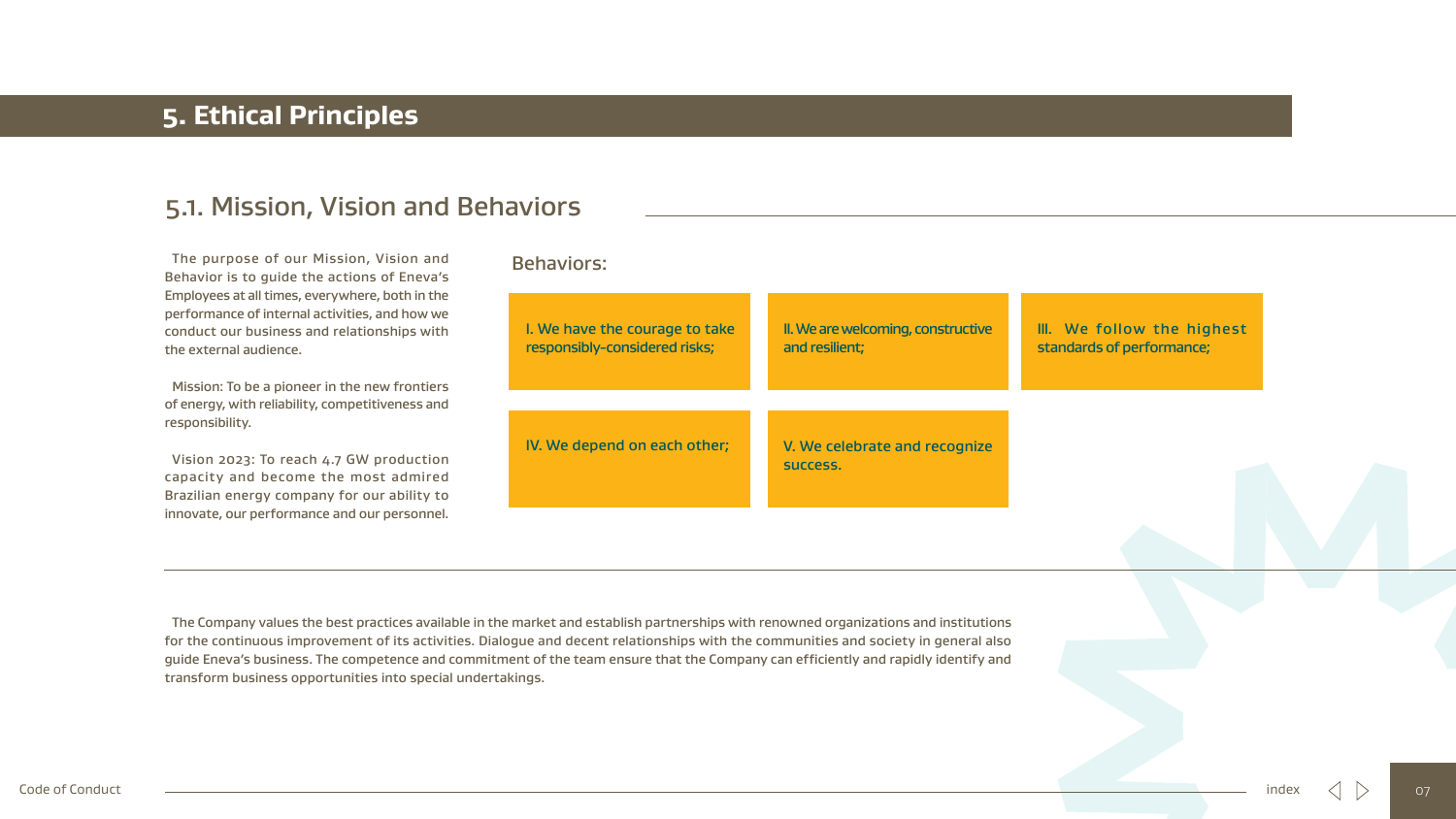# 5. Ethical Principles

## 5.1. Mission, Vision and Behaviors

The purpose of our Mission, Vision and Behavior is to guide the actions of Eneva's Employees at all times, everywhere, both in the performance of internal activities, and how we conduct our business and relationships with the external audience.

Mission: To be a pioneer in the new frontiers of energy, with reliability, competitiveness and responsibility.

Vision 2023: To reach 4.7 GW production capacity and become the most admired Brazilian energy company for our ability to innovate, our performance and our personnel.

Behaviors:

- I. We have the courage to take responsibly-considered risks;
- II. We are welcoming, constructive and resilient;
- III. We follow the highest standards of performance;
- IV. We depend on each other;
- V. We celebrate and recognize success.

The Company values the best practices available in the market and establish partnerships with renowned organizations and institutions for the continuous improvement of its activities. Dialogue and decent relationships with the communities and society in general also guide Eneva's business. The competence and commitment of the team ensure that the Company can efficiently and rapidly identify and transform business opportunities into special undertakings.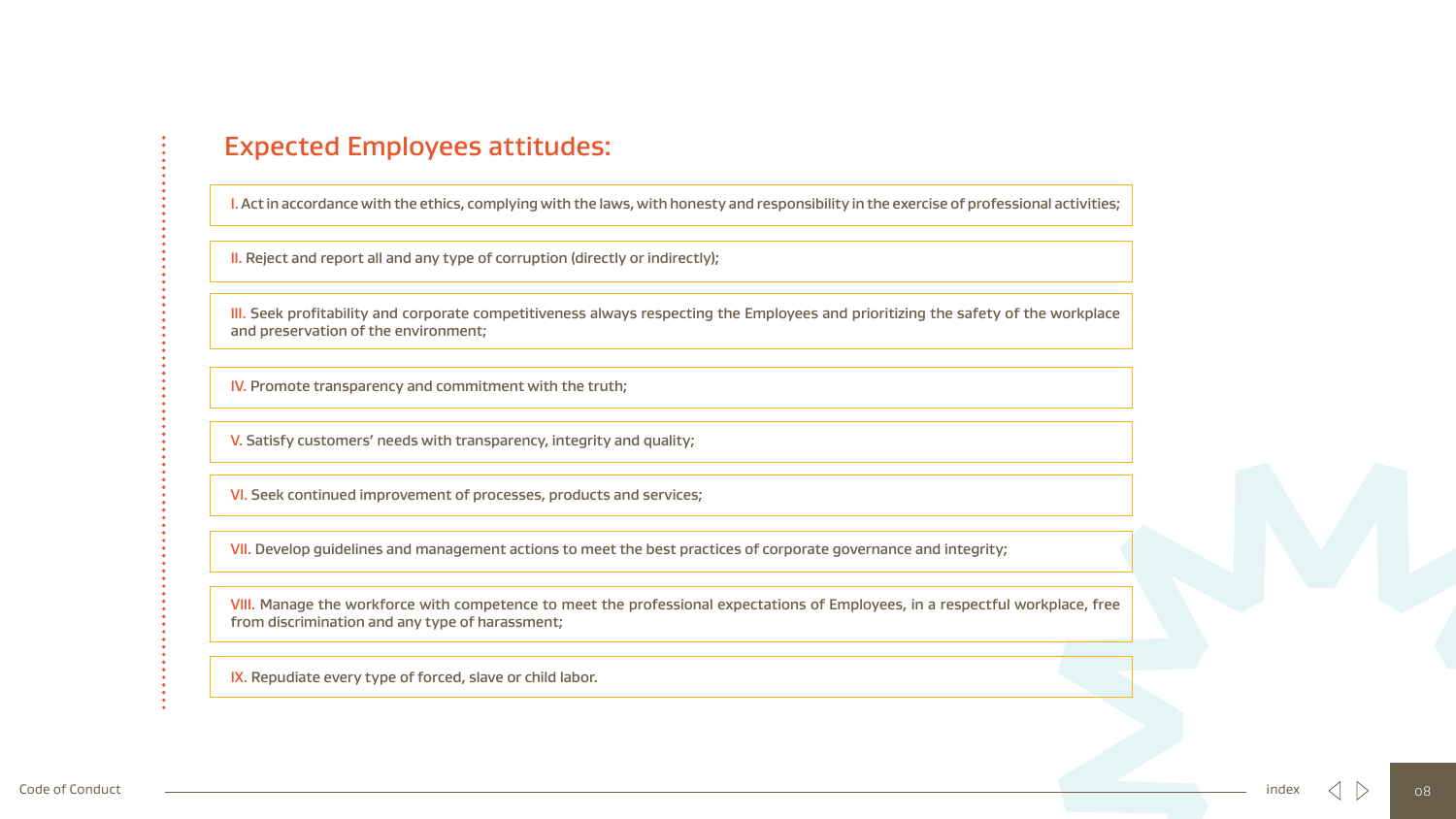## Expected Employees attitudes:

I. Act in accordance with the ethics, complying with the laws, with honesty and responsibility in the exercise of professional activities;

II. Reject and report all and any type of corruption (directly or indirectly);

III. Seek profitability and corporate competitiveness always respecting the Employees and prioritizing the safety of the workplace and preservation of the environment;

IV. Promote transparency and commitment with the truth;

V. Satisfy customers' needs with transparency, integrity and quality;

VI. Seek continued improvement of processes, products and services;

VII. Develop guidelines and management actions to meet the best practices of corporate governance and integrity;

VIII. Manage the workforce with competence to meet the professional expectations of Employees, in a respectful workplace, free from discrimination and any type of harassment;

IX. Repudiate every type of forced, slave or child labor.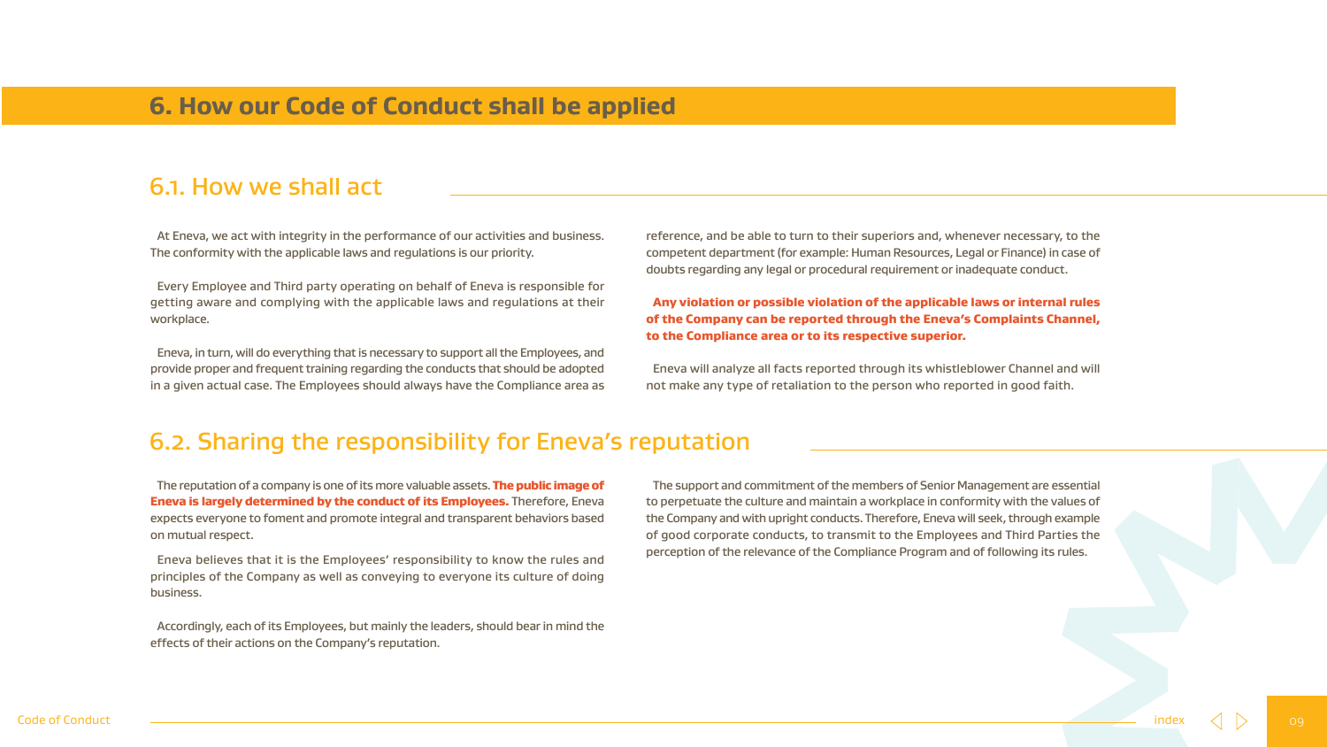# 6. How our Code of Conduct shall be applied

## 6.1. How we shall act

At Eneva, we act with integrity in the performance of our activities and business. The conformity with the applicable laws and regulations is our priority.

Every Employee and Third party operating on behalf of Eneva is responsible for getting aware and complying with the applicable laws and regulations at their workplace.

Eneva, in turn, will do everything that is necessary to support all the Employees, and provide proper and frequent training regarding the conducts that should be adopted in a given actual case. The Employees should always have the Compliance area as reference, and be able to turn to their superiors and, whenever necessary, to the competent department (for example: Human Resources, Legal or Finance) in case of doubts regarding any legal or procedural requirement or inadequate conduct.

**Any violation or possible violation of the applicable laws or internal rules of the Company can be reported through the Eneva's Complaints Channel, to the Compliance area or to its respective superior.**

Eneva will analyze all facts reported through its whistleblower Channel and will not make any type of retaliation to the person who reported in good faith.

## 6.2. Sharing the responsibility for Eneva's reputation

The reputation of a company is one of its more valuable assets. **The public image of Eneva is largely determined by the conduct of its Employees.** Therefore, Eneva expects everyone to foment and promote integral and transparent behaviors based on mutual respect.

Eneva believes that it is the Employees' responsibility to know the rules and principles of the Company as well as conveying to everyone its culture of doing business.

Accordingly, each of its Employees, but mainly the leaders, should bear in mind the effects of their actions on the Company's reputation.

The support and commitment of the members of Senior Management are essential to perpetuate the culture and maintain a workplace in conformity with the values of the Company and with upright conducts. Therefore, Eneva will seek, through example of good corporate conducts, to transmit to the Employees and Third Parties the perception of the relevance of the Compliance Program and of following its rules.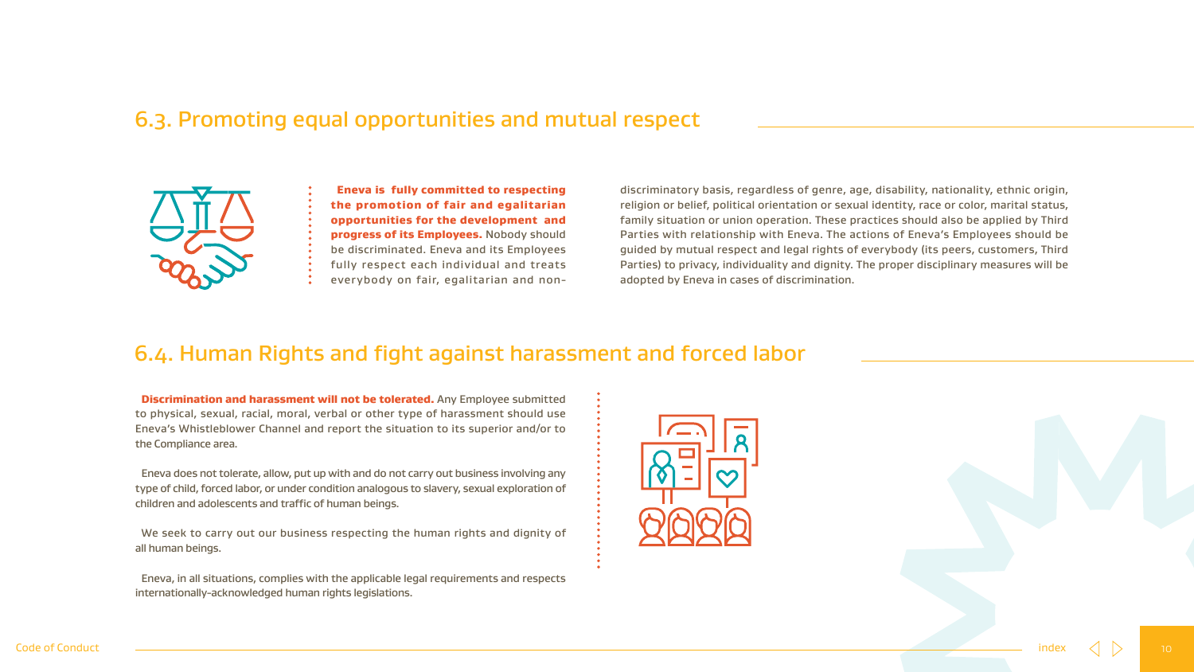## 6.3. Promoting equal opportunities and mutual respect

**Eneva is fully committed to respecting the promotion of fair and egalitarian opportunities for the development and progress of its Employees.** Nobody should be discriminated. Eneva and its Employees fully respect each individual and treats everybody on fair, egalitarian and non-discriminatory basis, regardless of genre, age, disability, nationality, ethnic origin, religion or belief, political orientation or sexual identity, race or color, marital status, family situation or union operation. These practices should also be applied by Third Parties with relationship with Eneva. The actions of Eneva's Employees should be guided by mutual respect and legal rights of everybody (its peers, customers, Third Parties) to privacy, individuality and dignity. The proper disciplinary measures will be adopted by Eneva in cases of discrimination.

## 6.4. Human Rights and fight against harassment and forced labor

**Discrimination and harassment will not be tolerated.** Any Employee submitted to physical, sexual, racial, moral, verbal or other type of harassment should use Eneva's Whistleblower Channel and report the situation to its superior and/or to the Compliance area.

Eneva does not tolerate, allow, put up with and do not carry out business involving any type of child, forced labor, or under condition analogous to slavery, sexual exploration of children and adolescents and traffic of human beings.

We seek to carry out our business respecting the human rights and dignity of all human beings.

Eneva, in all situations, complies with the applicable legal requirements and respects internationally-acknowledged human rights legislations.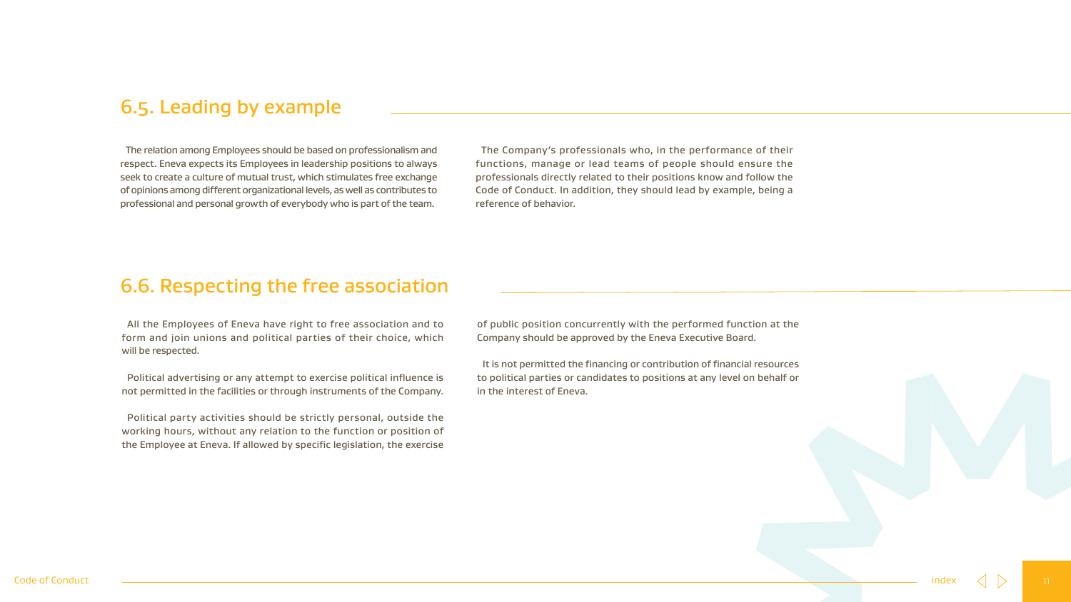## 6.5. Leading by example

The relation among Employees should be based on professionalism and respect. Eneva expects its Employees in leadership positions to always seek to create a culture of mutual trust, which stimulates free exchange of opinions among different organizational levels, as well as contributes to professional and personal growth of everybody who is part of the team.

The Company's professionals who, in the performance of their functions, manage or lead teams of people should ensure the professionals directly related to their positions know and follow the Code of Conduct. In addition, they should lead by example, being a reference of behavior.

## 6.6. Respecting the free association

All the Employees of Eneva have right to free association and to form and join unions and political parties of their choice, which will be respected.

Political advertising or any attempt to exercise political influence is not permitted in the facilities or through instruments of the Company.

Political party activities should be strictly personal, outside the working hours, without any relation to the function or position of the Employee at Eneva. If allowed by specific legislation, the exercise of public position concurrently with the performed function at the Company should be approved by the Eneva Executive Board.

It is not permitted the financing or contribution of financial resources to political parties or candidates to positions at any level on behalf or in the interest of Eneva.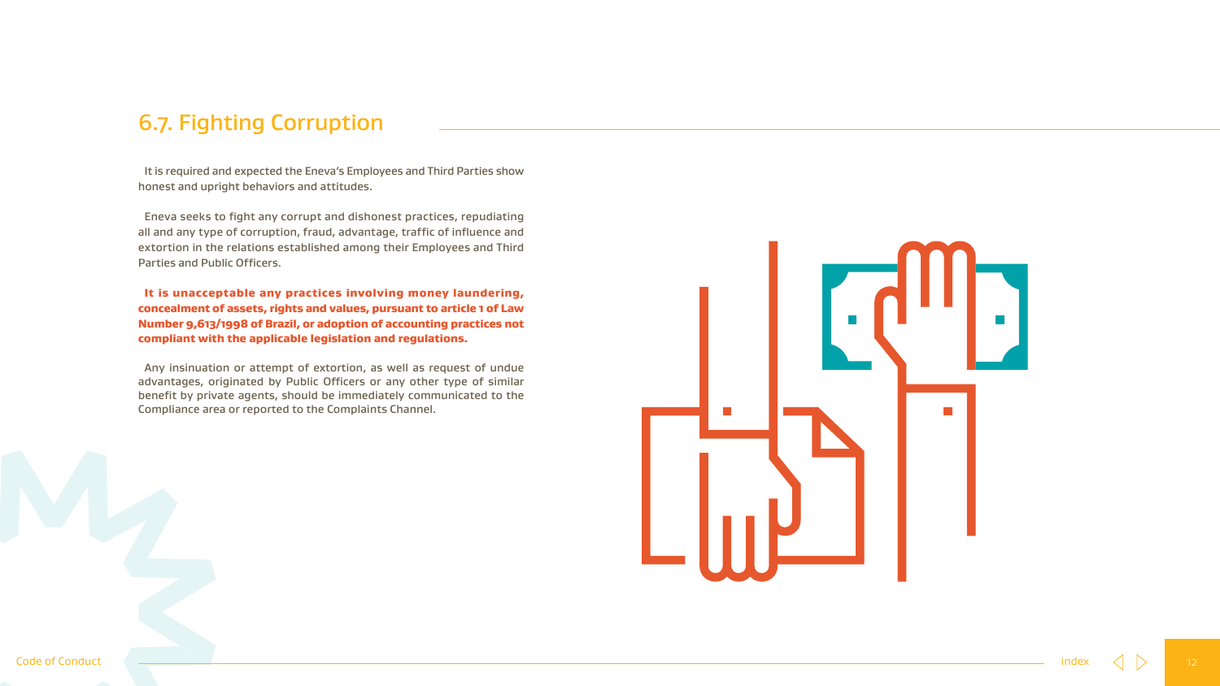## 6.7. Fighting Corruption

It is required and expected the Eneva's Employees and Third Parties show honest and upright behaviors and attitudes.

Eneva seeks to fight any corrupt and dishonest practices, repudiating all and any type of corruption, fraud, advantage, traffic of influence and extortion in the relations established among their Employees and Third Parties and Public Officers.

**It is unacceptable any practices involving money laundering, concealment of assets, rights and values, pursuant to article 1 of Law Number 9,613/1998 of Brazil, or adoption of accounting practices not compliant with the applicable legislation and regulations.**

Any insinuation or attempt of extortion, as well as request of undue advantages, originated by Public Officers or any other type of similar benefit by private agents, should be immediately communicated to the Compliance area or reported to the Complaints Channel.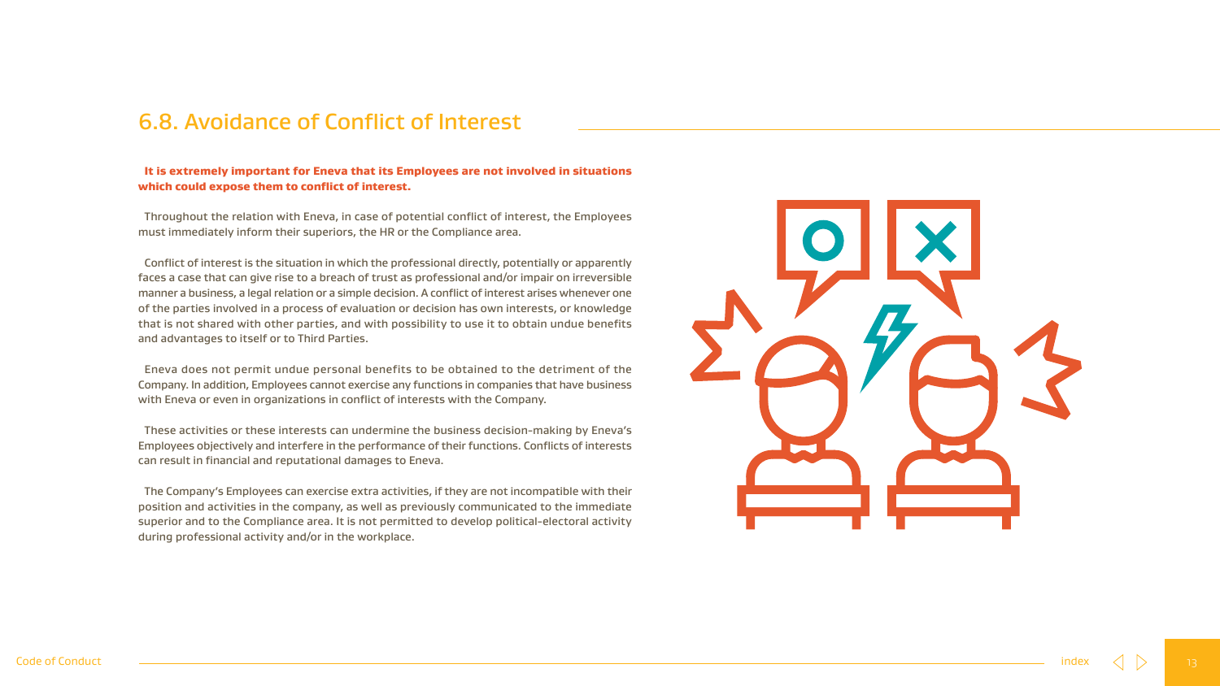## 6.8. Avoidance of Conflict of Interest

**It is extremely important for Eneva that its Employees are not involved in situations which could expose them to conflict of interest.**

Throughout the relation with Eneva, in case of potential conflict of interest, the Employees must immediately inform their superiors, the HR or the Compliance area.

Conflict of interest is the situation in which the professional directly, potentially or apparently faces a case that can give rise to a breach of trust as professional and/or impair on irreversible manner a business, a legal relation or a simple decision. A conflict of interest arises whenever one of the parties involved in a process of evaluation or decision has own interests, or knowledge that is not shared with other parties, and with possibility to use it to obtain undue benefits and advantages to itself or to Third Parties.

Eneva does not permit undue personal benefits to be obtained to the detriment of the Company. In addition, Employees cannot exercise any functions in companies that have business with Eneva or even in organizations in conflict of interests with the Company.

These activities or these interests can undermine the business decision-making by Eneva's Employees objectively and interfere in the performance of their functions. Conflicts of interests can result in financial and reputational damages to Eneva.

The Company's Employees can exercise extra activities, if they are not incompatible with their position and activities in the company, as well as previously communicated to the immediate superior and to the Compliance area. It is not permitted to develop political-electoral activity during professional activity and/or in the workplace.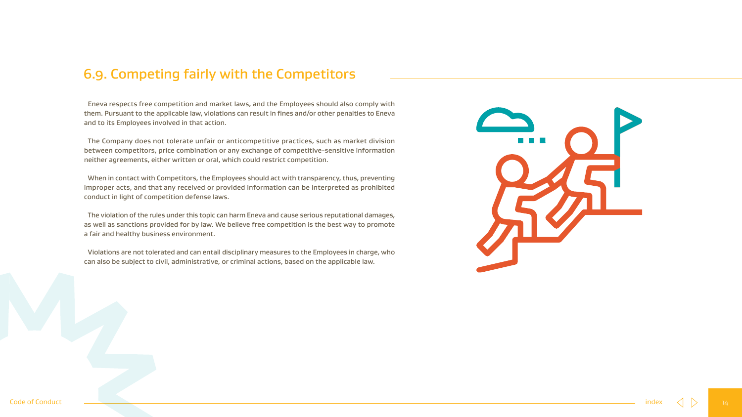## 6.9. Competing fairly with the Competitors

Eneva respects free competition and market laws, and the Employees should also comply with them. Pursuant to the applicable law, violations can result in fines and/or other penalties to Eneva and to its Employees involved in that action.

The Company does not tolerate unfair or anticompetitive practices, such as market division between competitors, price combination or any exchange of competitive-sensitive information neither agreements, either written or oral, which could restrict competition.

When in contact with Competitors, the Employees should act with transparency, thus, preventing improper acts, and that any received or provided information can be interpreted as prohibited conduct in light of competition defense laws.

The violation of the rules under this topic can harm Eneva and cause serious reputational damages, as well as sanctions provided for by law. We believe free competition is the best way to promote a fair and healthy business environment.

Violations are not tolerated and can entail disciplinary measures to the Employees in charge, who can also be subject to civil, administrative, or criminal actions, based on the applicable law.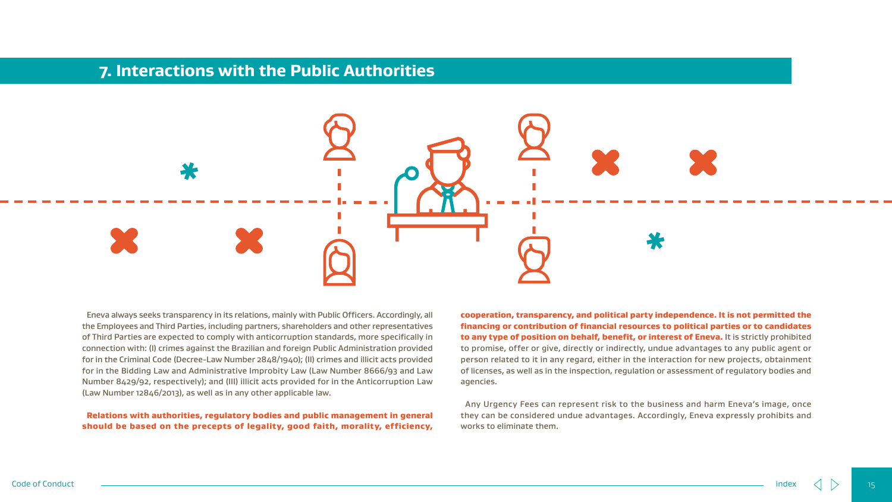## 7. Interactions with the Public Authorities

Eneva always seeks transparency in its relations, mainly with Public Officers. Accordingly, all the Employees and Third Parties, including partners, shareholders and other representatives of Third Parties are expected to comply with anticorruption standards, more specifically in connection with: (I) crimes against the Brazilian and foreign Public Administration provided for in the Criminal Code (Decree-Law Number 2848/1940); (II) crimes and illicit acts provided for in the Bidding Law and Administrative Improbity Law (Law Number 8666/93 and Law Number 8429/92, respectively); and (III) illicit acts provided for in the Anticorruption Law (Law Number 12846/2013), as well as in any other applicable law.

**Relations with authorities, regulatory bodies and public management in general should be based on the precepts of legality, good faith, morality, efficiency, cooperation, transparency, and political party independence. It is not permitted the financing or contribution of financial resources to political parties or to candidates to any type of position on behalf, benefit, or interest of Eneva.** It is strictly prohibited to promise, offer or give, directly or indirectly, undue advantages to any public agent or person related to it in any regard, either in the interaction for new projects, obtainment of licenses, as well as in the inspection, regulation or assessment of regulatory bodies and agencies.

Any Urgency Fees can represent risk to the business and harm Eneva's image, once they can be considered undue advantages. Accordingly, Eneva expressly prohibits and works to eliminate them.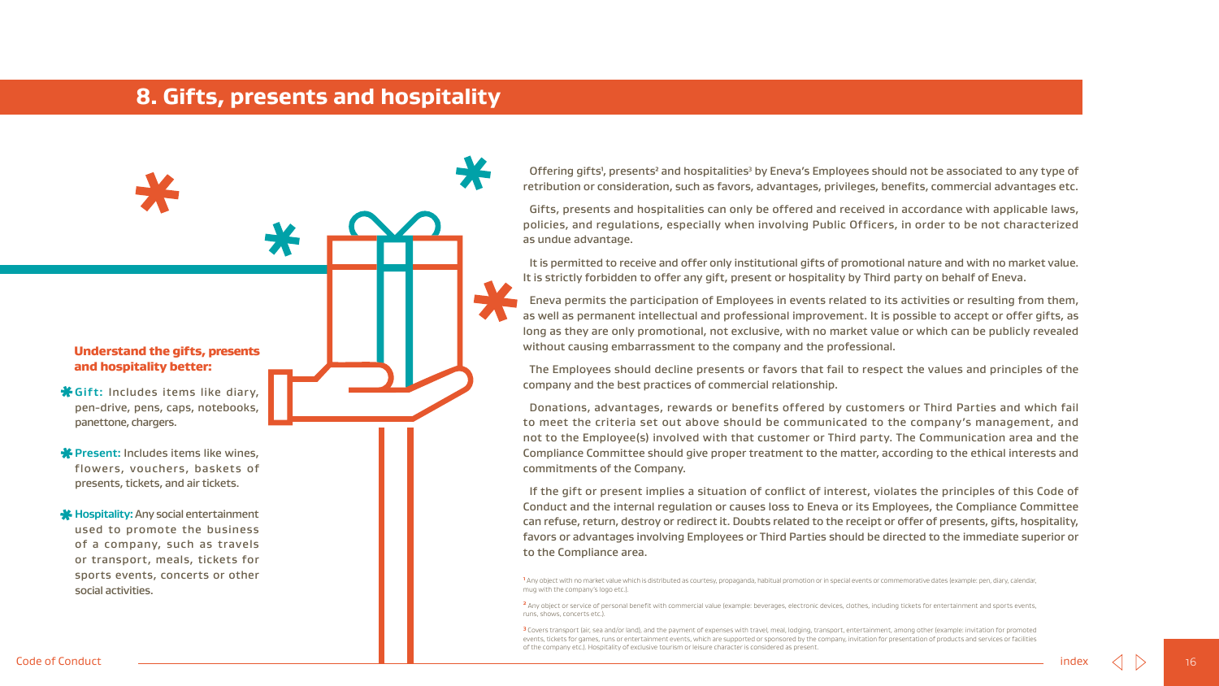# 8. Gifts, presents and hospitality

**Understand the gifts, presents and hospitality better:**

- **Gift:** Includes items like diary, pen-drive, pens, caps, notebooks, panettone, chargers.
- **Present:** Includes items like wines, flowers, vouchers, baskets of presents, tickets, and air tickets.
- **Hospitality:** Any social entertainment used to promote the business of a company, such as travels or transport, meals, tickets for sports events, concerts or other social activities.

Offering gifts[1], presents[2] and hospitalities[3] by Eneva's Employees should not be associated to any type of retribution or consideration, such as favors, advantages, privileges, benefits, commercial advantages etc.

Gifts, presents and hospitalities can only be offered and received in accordance with applicable laws, policies, and regulations, especially when involving Public Officers, in order to be not characterized as undue advantage.

It is permitted to receive and offer only institutional gifts of promotional nature and with no market value. It is strictly forbidden to offer any gift, present or hospitality by Third party on behalf of Eneva.

Eneva permits the participation of Employees in events related to its activities or resulting from them, as well as permanent intellectual and professional improvement. It is possible to accept or offer gifts, as long as they are only promotional, not exclusive, with no market value or which can be publicly revealed without causing embarrassment to the company and the professional.

The Employees should decline presents or favors that fail to respect the values and principles of the company and the best practices of commercial relationship.

Donations, advantages, rewards or benefits offered by customers or Third Parties and which fail to meet the criteria set out above should be communicated to the company's management, and not to the Employee(s) involved with that customer or Third party. The Communication area and the Compliance Committee should give proper treatment to the matter, according to the ethical interests and commitments of the Company.

If the gift or present implies a situation of conflict of interest, violates the principles of this Code of Conduct and the internal regulation or causes loss to Eneva or its Employees, the Compliance Committee can refuse, return, destroy or redirect it. Doubts related to the receipt or offer of presents, gifts, hospitality, favors or advantages involving Employees or Third Parties should be directed to the immediate superior or to the Compliance area.

[1] Any object with no market value which is distributed as courtesy, propaganda, habitual promotion or in special events or commemorative dates (example: pen, diary, calendar, mug with the company's logo etc.).

[2] Any object or service of personal benefit with commercial value (example: beverages, electronic devices, clothes, including tickets for entertainment and sports events, runs, shows, concerts etc.).

[3] Covers transport (air, sea and/or land), and the payment of expenses with travel, meal, lodging, transport, entertainment, among other (example: invitation for promoted events, tickets for games, runs or entertainment events, which are supported or sponsored by the company, invitation for presentation of products and services or facilities of the company etc.). Hospitality of exclusive tourism or leisure character is considered as present.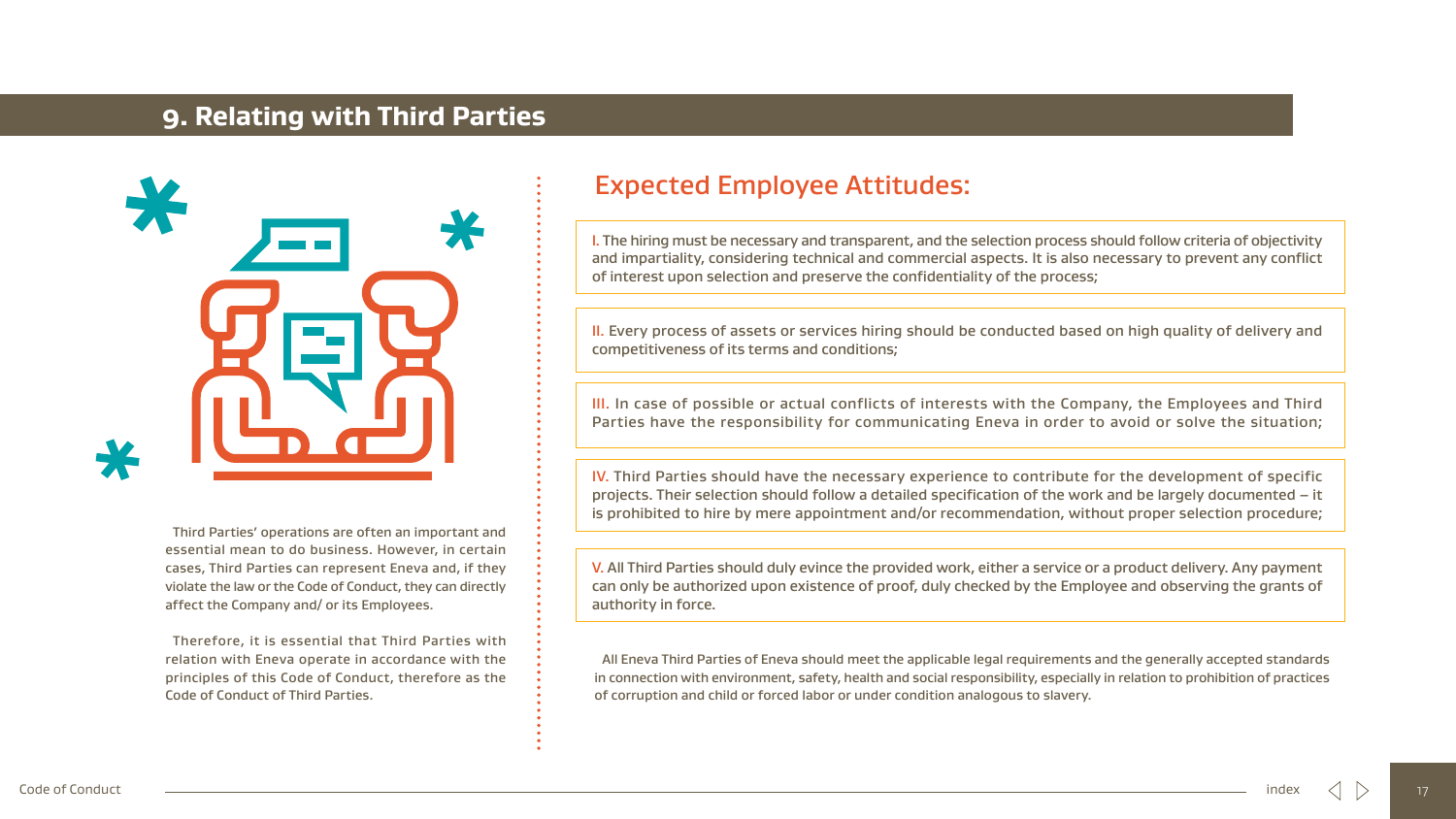## 9. Relating with Third Parties

Third Parties' operations are often an important and essential mean to do business. However, in certain cases, Third Parties can represent Eneva and, if they violate the law or the Code of Conduct, they can directly affect the Company and/ or its Employees.

Therefore, it is essential that Third Parties with relation with Eneva operate in accordance with the principles of this Code of Conduct, therefore as the Code of Conduct of Third Parties.

### Expected Employee Attitudes:

I. The hiring must be necessary and transparent, and the selection process should follow criteria of objectivity and impartiality, considering technical and commercial aspects. It is also necessary to prevent any conflict of interest upon selection and preserve the confidentiality of the process;

II. Every process of assets or services hiring should be conducted based on high quality of delivery and competitiveness of its terms and conditions;

III. In case of possible or actual conflicts of interests with the Company, the Employees and Third Parties have the responsibility for communicating Eneva in order to avoid or solve the situation;

IV. Third Parties should have the necessary experience to contribute for the development of specific projects. Their selection should follow a detailed specification of the work and be largely documented – it is prohibited to hire by mere appointment and/or recommendation, without proper selection procedure;

V. All Third Parties should duly evince the provided work, either a service or a product delivery. Any payment can only be authorized upon existence of proof, duly checked by the Employee and observing the grants of authority in force.

All Eneva Third Parties of Eneva should meet the applicable legal requirements and the generally accepted standards in connection with environment, safety, health and social responsibility, especially in relation to prohibition of practices of corruption and child or forced labor or under condition analogous to slavery.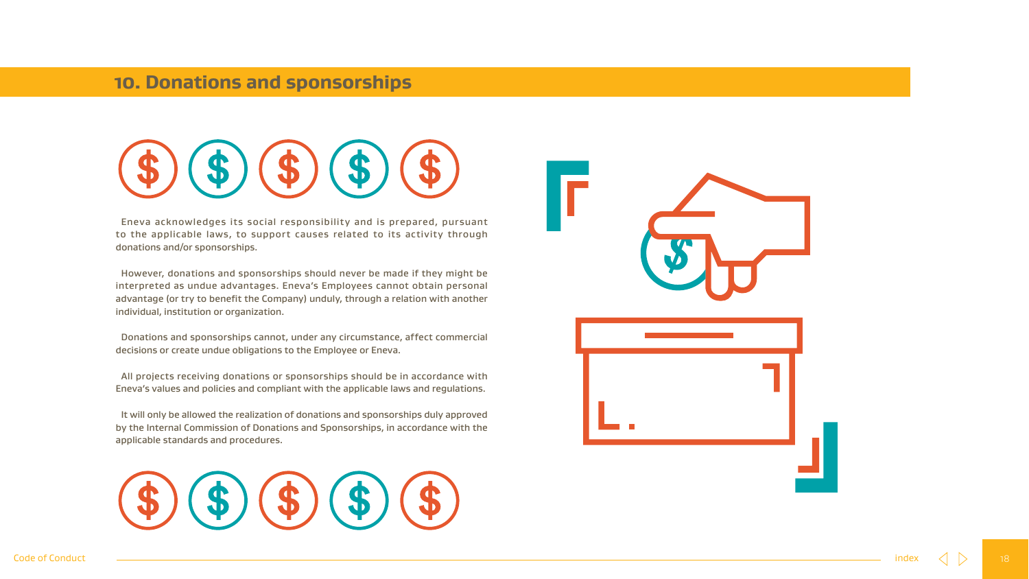## 10. Donations and sponsorships

Eneva acknowledges its social responsibility and is prepared, pursuant to the applicable laws, to support causes related to its activity through donations and/or sponsorships.

However, donations and sponsorships should never be made if they might be interpreted as undue advantages. Eneva's Employees cannot obtain personal advantage (or try to benefit the Company) unduly, through a relation with another individual, institution or organization.

Donations and sponsorships cannot, under any circumstance, affect commercial decisions or create undue obligations to the Employee or Eneva.

All projects receiving donations or sponsorships should be in accordance with Eneva's values and policies and compliant with the applicable laws and regulations.

It will only be allowed the realization of donations and sponsorships duly approved by the Internal Commission of Donations and Sponsorships, in accordance with the applicable standards and procedures.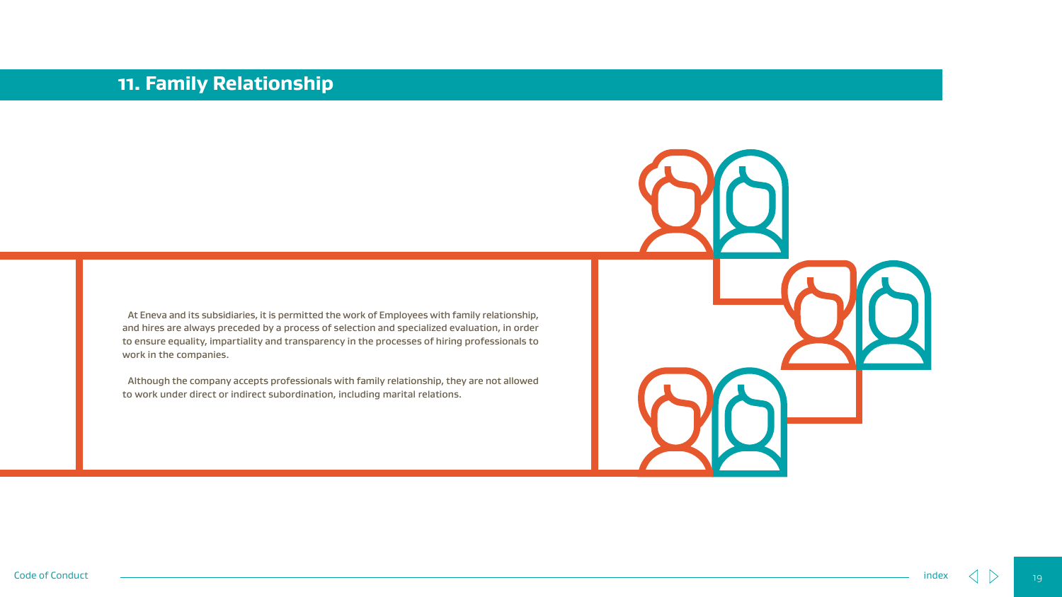# 11. Family Relationship

At Eneva and its subsidiaries, it is permitted the work of Employees with family relationship, and hires are always preceded by a process of selection and specialized evaluation, in order to ensure equality, impartiality and transparency in the processes of hiring professionals to work in the companies.

Although the company accepts professionals with family relationship, they are not allowed to work under direct or indirect subordination, including marital relations.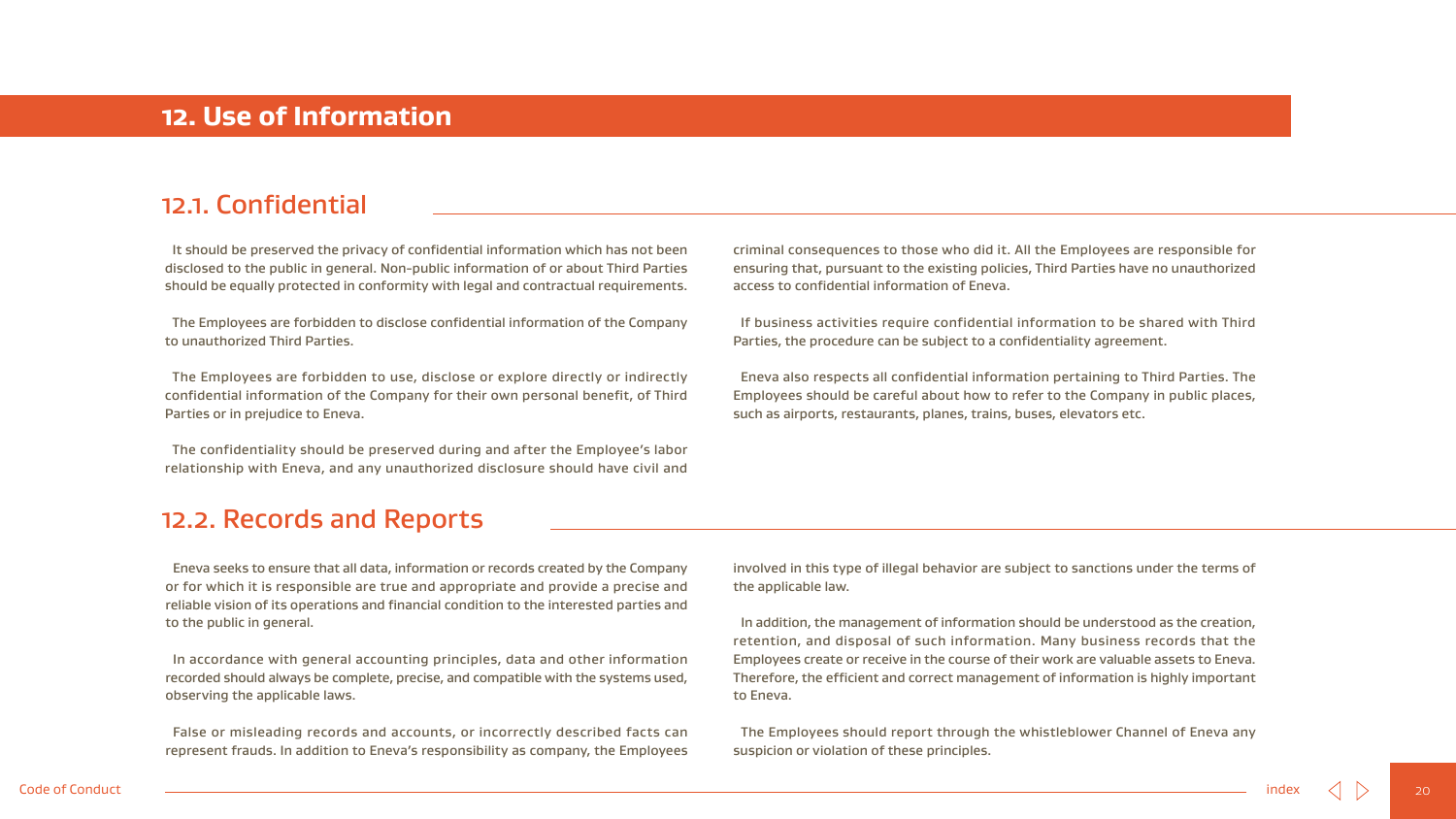# 12. Use of Information

## 12.1. Confidential

It should be preserved the privacy of confidential information which has not been disclosed to the public in general. Non-public information of or about Third Parties should be equally protected in conformity with legal and contractual requirements.

The Employees are forbidden to disclose confidential information of the Company to unauthorized Third Parties.

The Employees are forbidden to use, disclose or explore directly or indirectly confidential information of the Company for their own personal benefit, of Third Parties or in prejudice to Eneva.

The confidentiality should be preserved during and after the Employee's labor relationship with Eneva, and any unauthorized disclosure should have civil and criminal consequences to those who did it. All the Employees are responsible for ensuring that, pursuant to the existing policies, Third Parties have no unauthorized access to confidential information of Eneva.

If business activities require confidential information to be shared with Third Parties, the procedure can be subject to a confidentiality agreement.

Eneva also respects all confidential information pertaining to Third Parties. The Employees should be careful about how to refer to the Company in public places, such as airports, restaurants, planes, trains, buses, elevators etc.

## 12.2. Records and Reports

Eneva seeks to ensure that all data, information or records created by the Company or for which it is responsible are true and appropriate and provide a precise and reliable vision of its operations and financial condition to the interested parties and to the public in general.

In accordance with general accounting principles, data and other information recorded should always be complete, precise, and compatible with the systems used, observing the applicable laws.

False or misleading records and accounts, or incorrectly described facts can represent frauds. In addition to Eneva's responsibility as company, the Employees involved in this type of illegal behavior are subject to sanctions under the terms of the applicable law.

In addition, the management of information should be understood as the creation, retention, and disposal of such information. Many business records that the Employees create or receive in the course of their work are valuable assets to Eneva. Therefore, the efficient and correct management of information is highly important to Eneva.

The Employees should report through the whistleblower Channel of Eneva any suspicion or violation of these principles.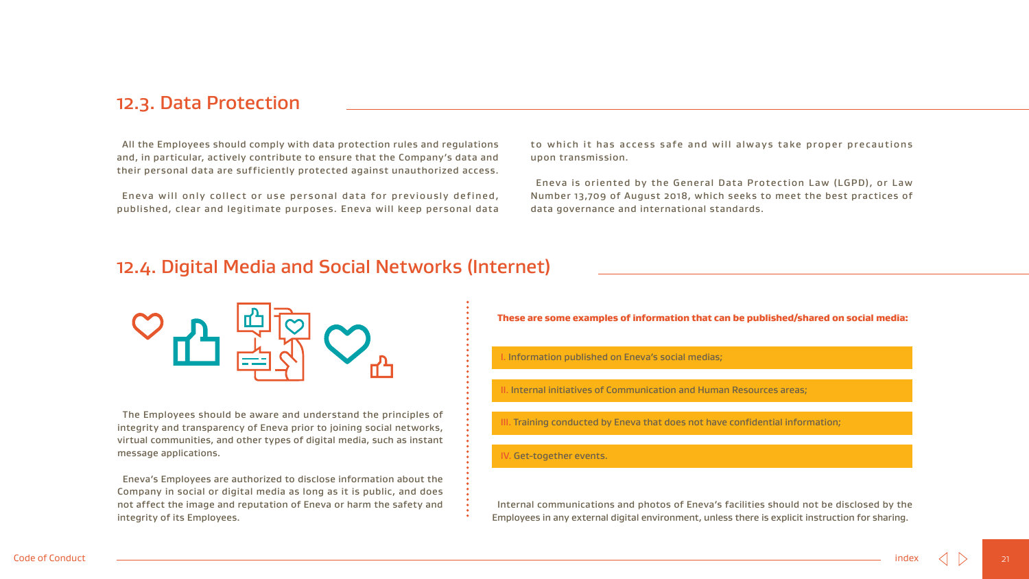## 12.3. Data Protection

All the Employees should comply with data protection rules and regulations and, in particular, actively contribute to ensure that the Company's data and their personal data are sufficiently protected against unauthorized access.

Eneva will only collect or use personal data for previously defined, published, clear and legitimate purposes. Eneva will keep personal data to which it has access safe and will always take proper precautions upon transmission.

Eneva is oriented by the General Data Protection Law (LGPD), or Law Number 13,709 of August 2018, which seeks to meet the best practices of data governance and international standards.

## 12.4. Digital Media and Social Networks (Internet)

The Employees should be aware and understand the principles of integrity and transparency of Eneva prior to joining social networks, virtual communities, and other types of digital media, such as instant message applications.

Eneva's Employees are authorized to disclose information about the Company in social or digital media as long as it is public, and does not affect the image and reputation of Eneva or harm the safety and integrity of its Employees.

**These are some examples of information that can be published/shared on social media:**

I. Information published on Eneva's social medias;

II. Internal initiatives of Communication and Human Resources areas;

III. Training conducted by Eneva that does not have confidential information;

IV. Get-together events.

Internal communications and photos of Eneva's facilities should not be disclosed by the Employees in any external digital environment, unless there is explicit instruction for sharing.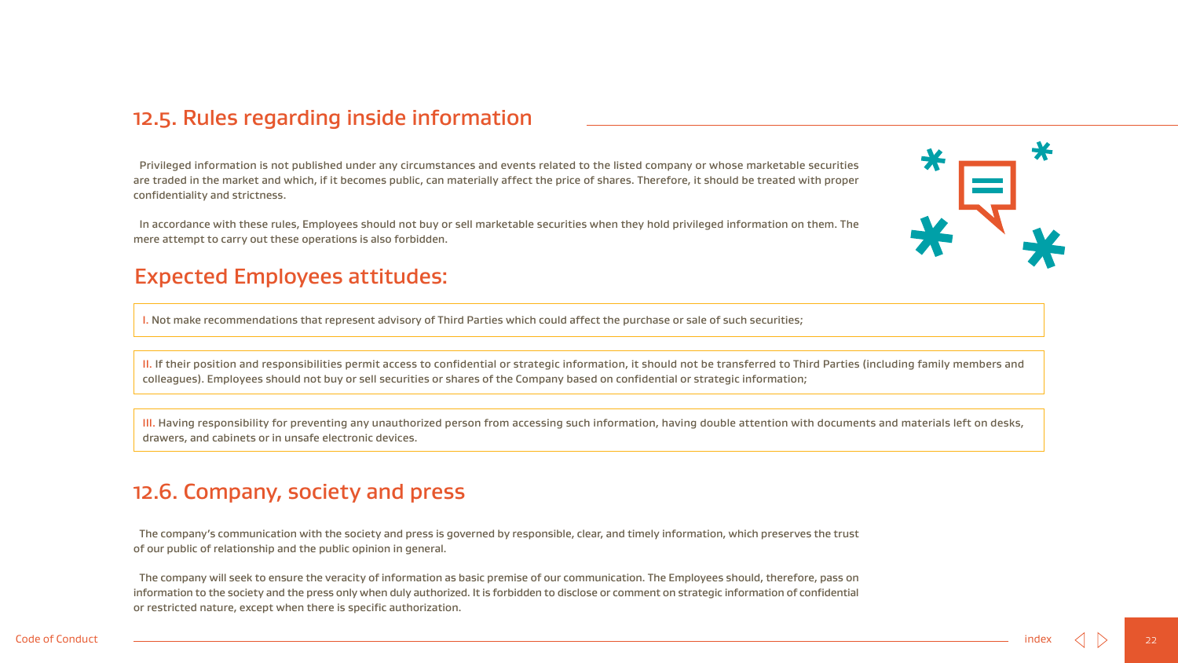## 12.5. Rules regarding inside information

Privileged information is not published under any circumstances and events related to the listed company or whose marketable securities are traded in the market and which, if it becomes public, can materially affect the price of shares. Therefore, it should be treated with proper confidentiality and strictness.

In accordance with these rules, Employees should not buy or sell marketable securities when they hold privileged information on them. The mere attempt to carry out these operations is also forbidden.

## Expected Employees attitudes:

I. Not make recommendations that represent advisory of Third Parties which could affect the purchase or sale of such securities;

II. If their position and responsibilities permit access to confidential or strategic information, it should not be transferred to Third Parties (including family members and colleagues). Employees should not buy or sell securities or shares of the Company based on confidential or strategic information;

III. Having responsibility for preventing any unauthorized person from accessing such information, having double attention with documents and materials left on desks, drawers, and cabinets or in unsafe electronic devices.

## 12.6. Company, society and press

The company's communication with the society and press is governed by responsible, clear, and timely information, which preserves the trust of our public of relationship and the public opinion in general.

The company will seek to ensure the veracity of information as basic premise of our communication. The Employees should, therefore, pass on information to the society and the press only when duly authorized. It is forbidden to disclose or comment on strategic information of confidential or restricted nature, except when there is specific authorization.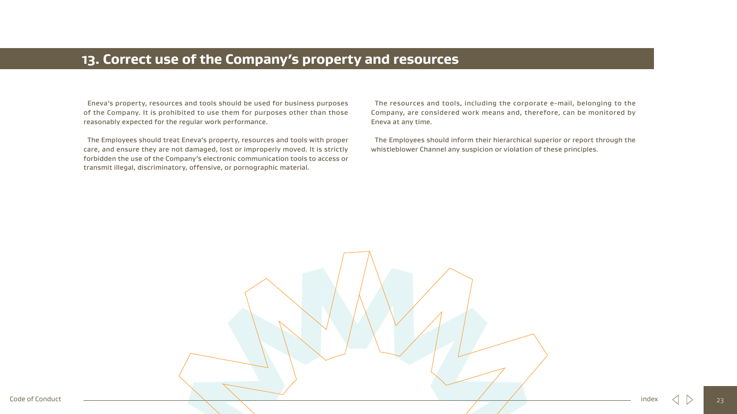# 13. Correct use of the Company's property and resources

Eneva's property, resources and tools should be used for business purposes of the Company. It is prohibited to use them for purposes other than those reasonably expected for the regular work performance.

The Employees should treat Eneva's property, resources and tools with proper care, and ensure they are not damaged, lost or improperly moved. It is strictly forbidden the use of the Company's electronic communication tools to access or transmit illegal, discriminatory, offensive, or pornographic material.

The resources and tools, including the corporate e-mail, belonging to the Company, are considered work means and, therefore, can be monitored by Eneva at any time.

The Employees should inform their hierarchical superior or report through the whistleblower Channel any suspicion or violation of these principles.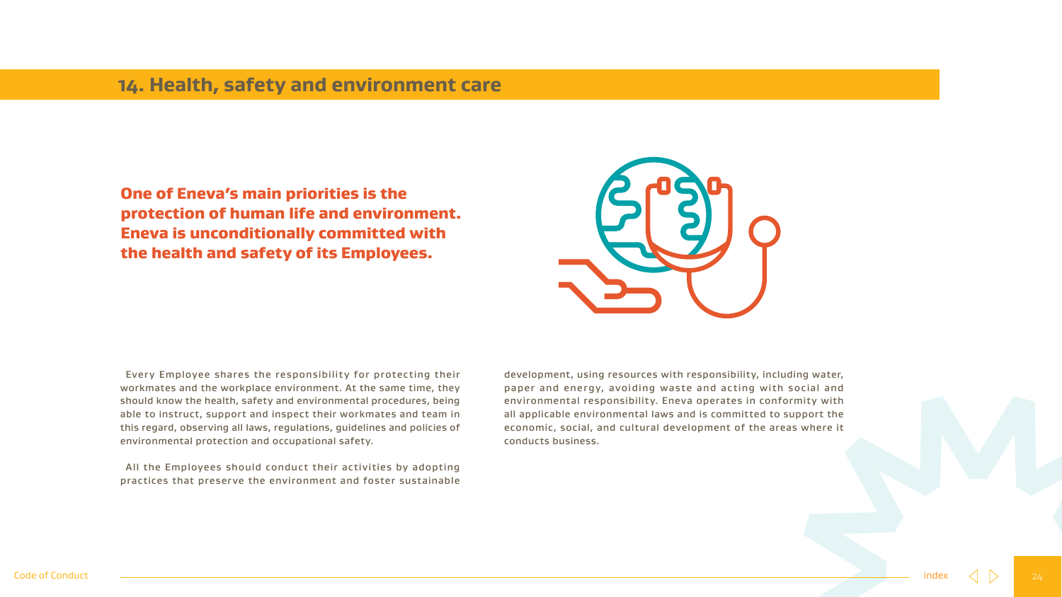## 14. Health, safety and environment care

**One of Eneva's main priorities is the protection of human life and environment. Eneva is unconditionally committed with the health and safety of its Employees.**

Every Employee shares the responsibility for protecting their workmates and the workplace environment. At the same time, they should know the health, safety and environmental procedures, being able to instruct, support and inspect their workmates and team in this regard, observing all laws, regulations, guidelines and policies of environmental protection and occupational safety.

All the Employees should conduct their activities by adopting practices that preserve the environment and foster sustainable development, using resources with responsibility, including water, paper and energy, avoiding waste and acting with social and environmental responsibility. Eneva operates in conformity with all applicable environmental laws and is committed to support the economic, social, and cultural development of the areas where it conducts business.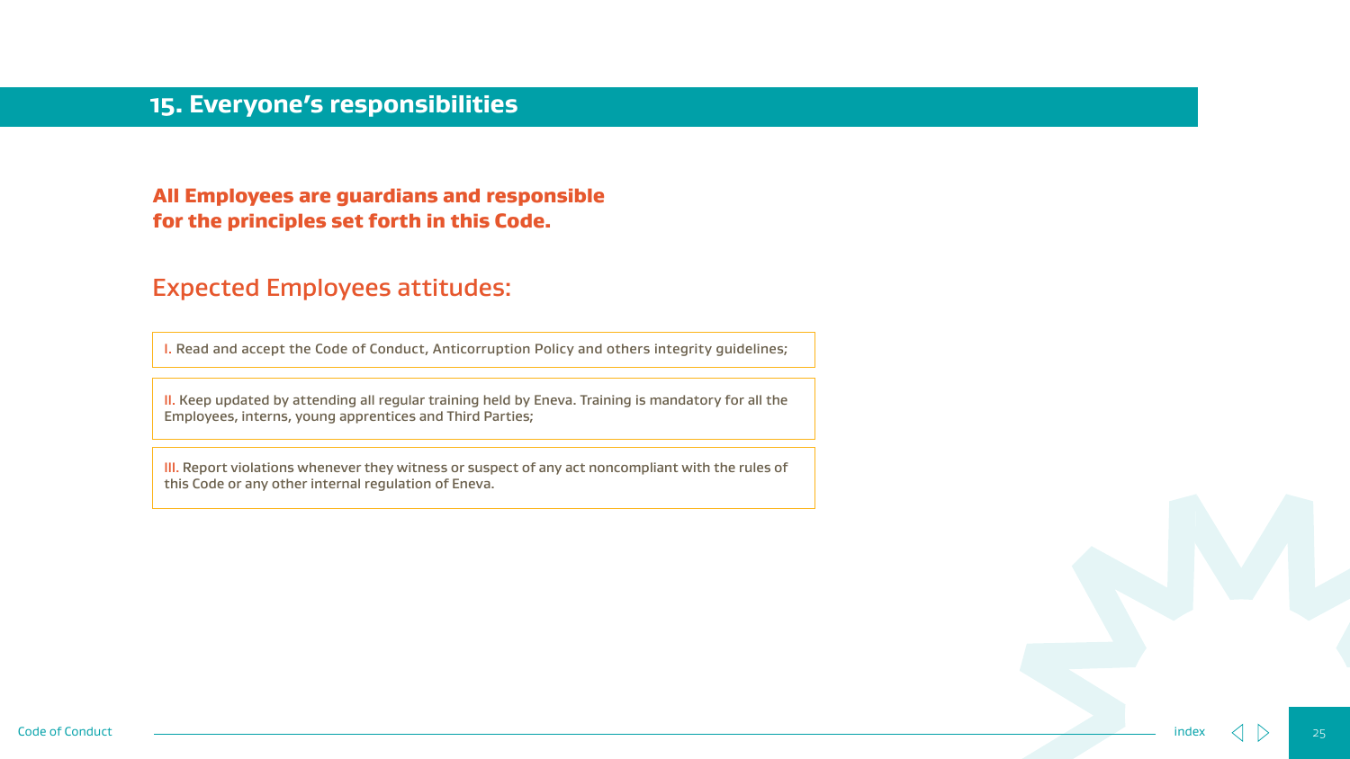## 15. Everyone's responsibilities

**All Employees are guardians and responsible for the principles set forth in this Code.**

### Expected Employees attitudes:

I. Read and accept the Code of Conduct, Anticorruption Policy and others integrity guidelines;

II. Keep updated by attending all regular training held by Eneva. Training is mandatory for all the Employees, interns, young apprentices and Third Parties;

III. Report violations whenever they witness or suspect of any act noncompliant with the rules of this Code or any other internal regulation of Eneva.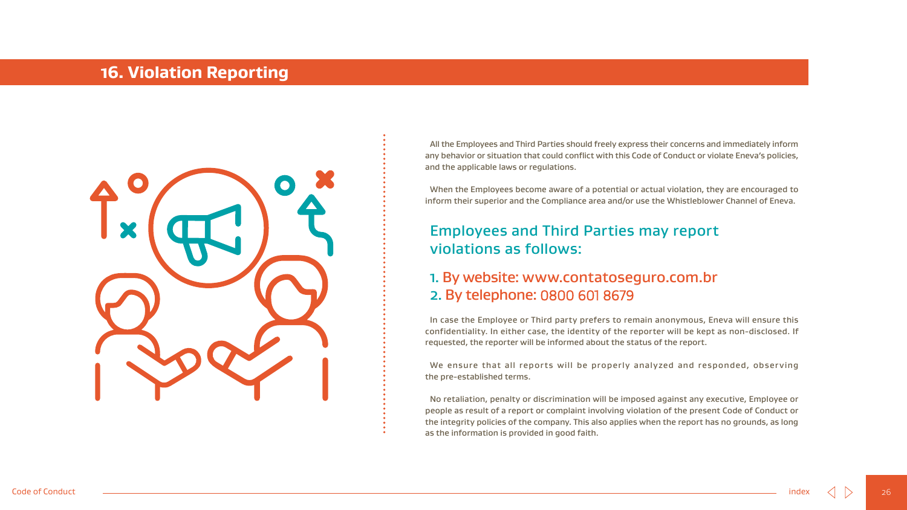# 16. Violation Reporting

All the Employees and Third Parties should freely express their concerns and immediately inform any behavior or situation that could conflict with this Code of Conduct or violate Eneva's policies, and the applicable laws or regulations.

When the Employees become aware of a potential or actual violation, they are encouraged to inform their superior and the Compliance area and/or use the Whistleblower Channel of Eneva.

## Employees and Third Parties may report violations as follows:

1. By website: www.contatoseguro.com.br
2. By telephone: 0800 601 8679

In case the Employee or Third party prefers to remain anonymous, Eneva will ensure this confidentiality. In either case, the identity of the reporter will be kept as non-disclosed. If requested, the reporter will be informed about the status of the report.

We ensure that all reports will be properly analyzed and responded, observing the pre-established terms.

No retaliation, penalty or discrimination will be imposed against any executive, Employee or people as result of a report or complaint involving violation of the present Code of Conduct or the integrity policies of the company. This also applies when the report has no grounds, as long as the information is provided in good faith.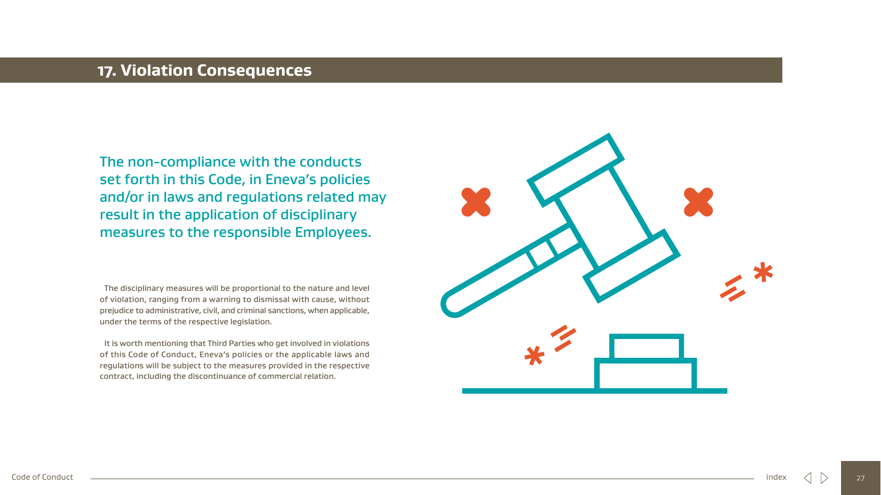## 17. Violation Consequences

The non-compliance with the conducts set forth in this Code, in Eneva's policies and/or in laws and regulations related may result in the application of disciplinary measures to the responsible Employees.

The disciplinary measures will be proportional to the nature and level of violation, ranging from a warning to dismissal with cause, without prejudice to administrative, civil, and criminal sanctions, when applicable, under the terms of the respective legislation.

It is worth mentioning that Third Parties who get involved in violations of this Code of Conduct, Eneva's policies or the applicable laws and regulations will be subject to the measures provided in the respective contract, including the discontinuance of commercial relation.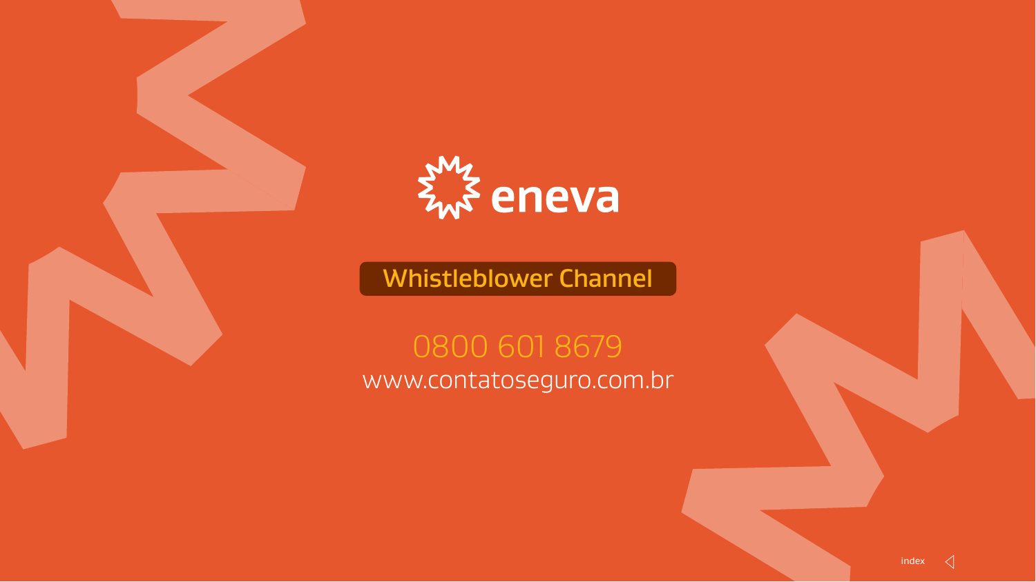eneva

## Whistleblower Channel

0800 601 8679

www.contatoseguro.com.br